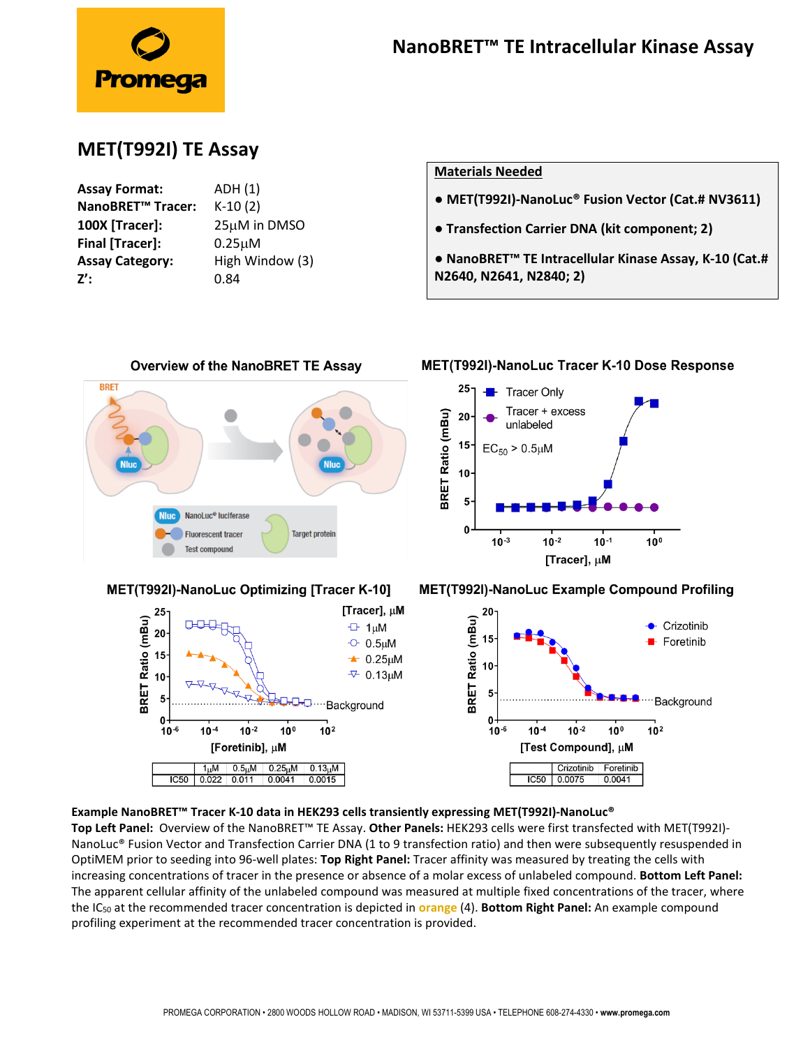# NanoBRET™ TE Intracellular Kinase Assay

## MET(T992I) TE Assay

**Assay Format:** ADH (1)
**NanoBRET™ Tracer:** K-10 (2)
**100X [Tracer]:** 25μM in DMSO
**Final [Tracer]:** 0.25μM
**Assay Category:** High Window (3)
**Z':** 0.84

**Materials Needed**

- **MET(T992I)-NanoLuc® Fusion Vector (Cat.# NV3611)**
- **Transfection Carrier DNA (kit component; 2)**
- **NanoBRET™ TE Intracellular Kinase Assay, K-10 (Cat.# N2640, N2641, N2840; 2)**

**Overview of the NanoBRET TE Assay**

**MET(T992I)-NanoLuc Tracer K-10 Dose Response**

$EC_{50}$ > 0.5μM

**MET(T992I)-NanoLuc Optimizing [Tracer K-10]**

| | 1μM | 0.5μM | 0.25μM | 0.13μM |
|---|---|---|---|---|
| IC50 | 0.022 | 0.011 | 0.0041 | 0.0015 |

**MET(T992I)-NanoLuc Example Compound Profiling**

| | Crizotinib | Foretinib |
|---|---|---|
| IC50 | 0.0075 | 0.0041 |

**Example NanoBRET™ Tracer K-10 data in HEK293 cells transiently expressing MET(T992I)-NanoLuc®**
**Top Left Panel:** Overview of the NanoBRET™ TE Assay. **Other Panels:** HEK293 cells were first transfected with MET(T992I)-NanoLuc® Fusion Vector and Transfection Carrier DNA (1 to 9 transfection ratio) and then were subsequently resuspended in OptiMEM prior to seeding into 96-well plates: **Top Right Panel:** Tracer affinity was measured by treating the cells with increasing concentrations of tracer in the presence or absence of a molar excess of unlabeled compound. **Bottom Left Panel:** The apparent cellular affinity of the unlabeled compound was measured at multiple fixed concentrations of the tracer, where the $IC_{50}$ at the recommended tracer concentration is depicted in orange (4). **Bottom Right Panel:** An example compound profiling experiment at the recommended tracer concentration is provided.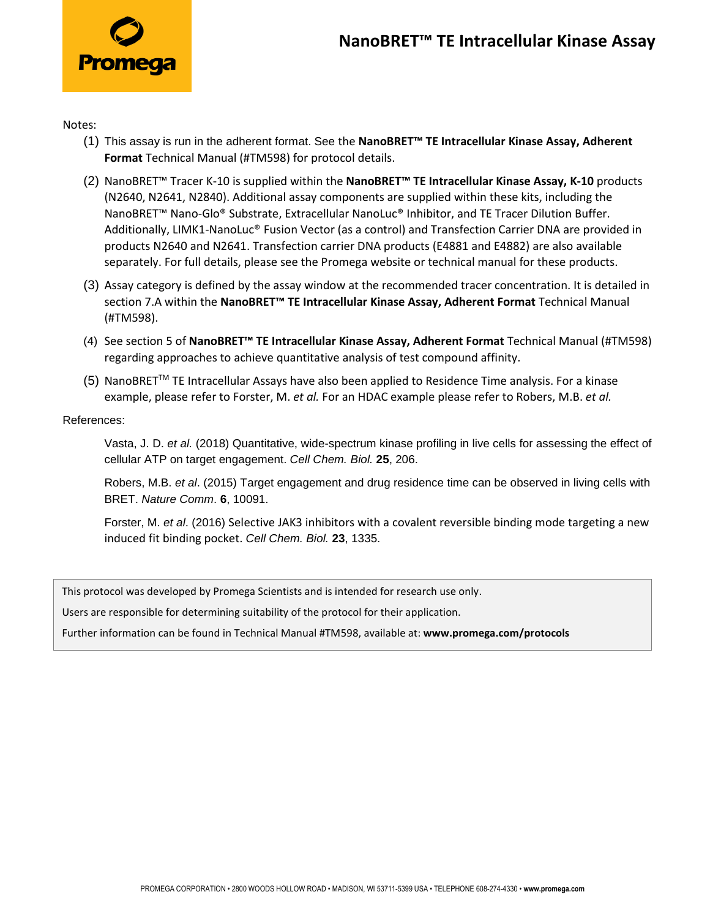Notes:

1. This assay is run in the adherent format. See the **NanoBRET™ TE Intracellular Kinase Assay, Adherent Format** Technical Manual (#TM598) for protocol details.
2. NanoBRET™ Tracer K-10 is supplied within the **NanoBRET™ TE Intracellular Kinase Assay, K-10** products (N2640, N2641, N2840). Additional assay components are supplied within these kits, including the NanoBRET™ Nano-Glo® Substrate, Extracellular NanoLuc® Inhibitor, and TE Tracer Dilution Buffer. Additionally, LIMK1-NanoLuc® Fusion Vector (as a control) and Transfection Carrier DNA are provided in products N2640 and N2641. Transfection carrier DNA products (E4881 and E4882) are also available separately. For full details, please see the Promega website or technical manual for these products.
3. Assay category is defined by the assay window at the recommended tracer concentration. It is detailed in section 7.A within the **NanoBRET™ TE Intracellular Kinase Assay, Adherent Format** Technical Manual (#TM598).
4. See section 5 of **NanoBRET™ TE Intracellular Kinase Assay, Adherent Format** Technical Manual (#TM598) regarding approaches to achieve quantitative analysis of test compound affinity.
5. NanoBRET™ TE Intracellular Assays have also been applied to Residence Time analysis. For a kinase example, please refer to Forster, M. *et al.* For an HDAC example please refer to Robers, M.B. *et al.*

References:

Vasta, J. D. *et al.* (2018) Quantitative, wide-spectrum kinase profiling in live cells for assessing the effect of cellular ATP on target engagement. *Cell Chem. Biol.* **25**, 206.

Robers, M.B. *et al*. (2015) Target engagement and drug residence time can be observed in living cells with BRET. *Nature Comm*. **6**, 10091.

Forster, M. *et al*. (2016) Selective JAK3 inhibitors with a covalent reversible binding mode targeting a new induced fit binding pocket. *Cell Chem. Biol.* **23**, 1335.

This protocol was developed by Promega Scientists and is intended for research use only.

Users are responsible for determining suitability of the protocol for their application.

Further information can be found in Technical Manual #TM598, available at: **www.promega.com/protocols**